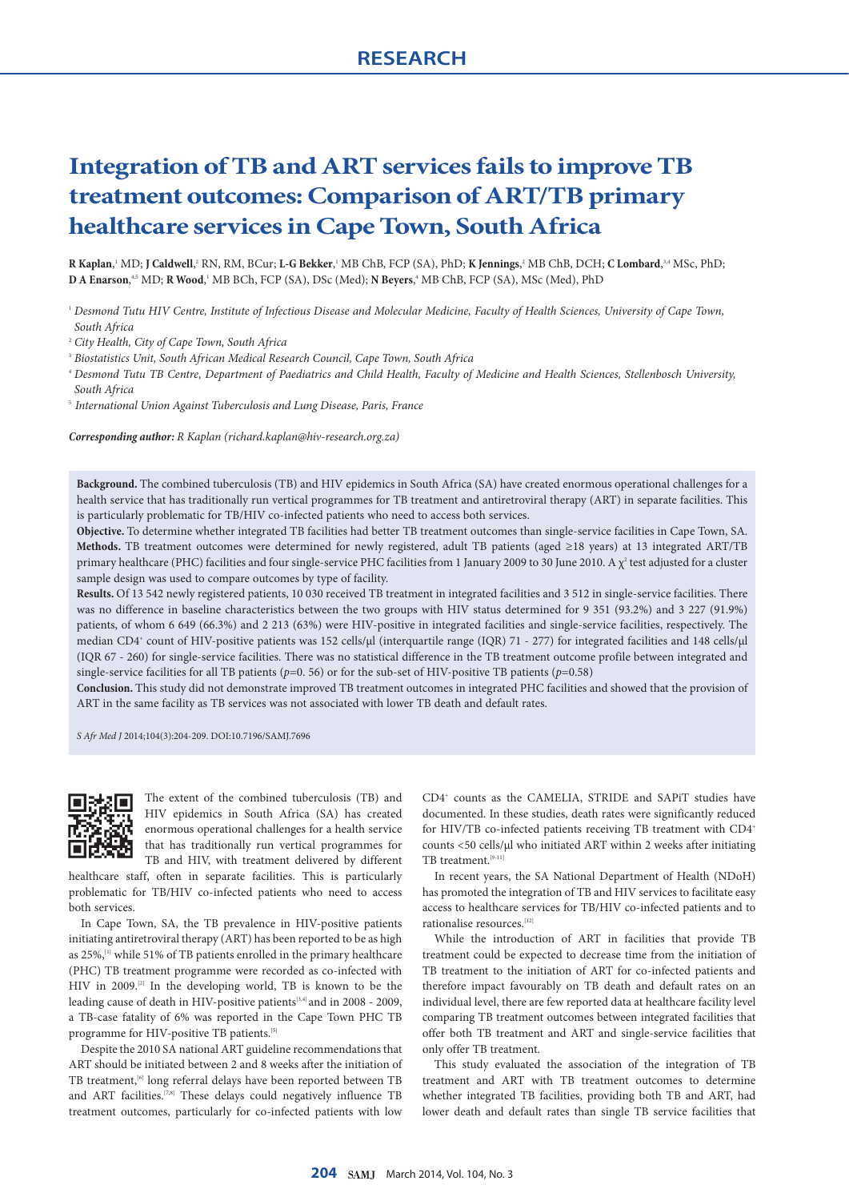RESEARCH

# Integration of TB and ART services fails to improve TB treatment outcomes: Comparison of ART/TB primary healthcare services in Cape Town, South Africa

**R Kaplan**,[1] MD; **J Caldwell**,[2] RN, RM, BCur; **L-G Bekker**,[1] MB ChB, FCP (SA), PhD; **K Jennings**,[2] MB ChB, DCH; **C Lombard**,[3,4] MSc, PhD; **D A Enarson**,[4,5] MD; **R Wood**,[1] MB BCh, FCP (SA), DSc (Med); **N Beyers**,[4] MB ChB, FCP (SA), MSc (Med), PhD

[1] *Desmond Tutu HIV Centre, Institute of Infectious Disease and Molecular Medicine, Faculty of Health Sciences, University of Cape Town, South Africa*

[2] *City Health, City of Cape Town, South Africa*

[3] *Biostatistics Unit, South African Medical Research Council, Cape Town, South Africa*

[4] *Desmond Tutu TB Centre, Department of Paediatrics and Child Health, Faculty of Medicine and Health Sciences, Stellenbosch University, South Africa*

[5] *International Union Against Tuberculosis and Lung Disease, Paris, France*

***Corresponding author:*** *R Kaplan (richard.kaplan@hiv-research.org.za)*

**Background.** The combined tuberculosis (TB) and HIV epidemics in South Africa (SA) have created enormous operational challenges for a health service that has traditionally run vertical programmes for TB treatment and antiretroviral therapy (ART) in separate facilities. This is particularly problematic for TB/HIV co-infected patients who need to access both services.

**Objective.** To determine whether integrated TB facilities had better TB treatment outcomes than single-service facilities in Cape Town, SA.

**Methods.** TB treatment outcomes were determined for newly registered, adult TB patients (aged ≥18 years) at 13 integrated ART/TB primary healthcare (PHC) facilities and four single-service PHC facilities from 1 January 2009 to 30 June 2010. A $\chi^2$ test adjusted for a cluster sample design was used to compare outcomes by type of facility.

**Results.** Of 13 542 newly registered patients, 10 030 received TB treatment in integrated facilities and 3 512 in single-service facilities. There was no difference in baseline characteristics between the two groups with HIV status determined for 9 351 (93.2%) and 3 227 (91.9%) patients, of whom 6 649 (66.3%) and 2 213 (63%) were HIV-positive in integrated facilities and single-service facilities, respectively. The median $CD4^+$ count of HIV-positive patients was 152 cells/μl (interquartile range (IQR) 71 - 277) for integrated facilities and 148 cells/μl (IQR 67 - 260) for single-service facilities. There was no statistical difference in the TB treatment outcome profile between integrated and single-service facilities for all TB patients ($p$=0. 56) or for the sub-set of HIV-positive TB patients ($p$=0.58)

**Conclusion.** This study did not demonstrate improved TB treatment outcomes in integrated PHC facilities and showed that the provision of ART in the same facility as TB services was not associated with lower TB death and default rates.

*S Afr Med J* 2014;104(3):204-209. DOI:10.7196/SAMJ.7696

The extent of the combined tuberculosis (TB) and HIV epidemics in South Africa (SA) has created enormous operational challenges for a health service that has traditionally run vertical programmes for TB and HIV, with treatment delivered by different healthcare staff, often in separate facilities. This is particularly problematic for TB/HIV co-infected patients who need to access both services.

In Cape Town, SA, the TB prevalence in HIV-positive patients initiating antiretroviral therapy (ART) has been reported to be as high as 25%,[1] while 51% of TB patients enrolled in the primary healthcare (PHC) TB treatment programme were recorded as co-infected with HIV in 2009.[2] In the developing world, TB is known to be the leading cause of death in HIV-positive patients[3,4] and in 2008 - 2009, a TB-case fatality of 6% was reported in the Cape Town PHC TB programme for HIV-positive TB patients.[5]

Despite the 2010 SA national ART guideline recommendations that ART should be initiated between 2 and 8 weeks after the initiation of TB treatment,[6] long referral delays have been reported between TB and ART facilities.[7,8] These delays could negatively influence TB treatment outcomes, particularly for co-infected patients with low $CD4^+$ counts as the CAMELIA, STRIDE and SAPiT studies have documented. In these studies, death rates were significantly reduced for HIV/TB co-infected patients receiving TB treatment with $CD4^+$ counts <50 cells/μl who initiated ART within 2 weeks after initiating TB treatment.[9-11]

In recent years, the SA National Department of Health (NDoH) has promoted the integration of TB and HIV services to facilitate easy access to healthcare services for TB/HIV co-infected patients and to rationalise resources.[12]

While the introduction of ART in facilities that provide TB treatment could be expected to decrease time from the initiation of TB treatment to the initiation of ART for co-infected patients and therefore impact favourably on TB death and default rates on an individual level, there are few reported data at healthcare facility level comparing TB treatment outcomes between integrated facilities that offer both TB treatment and ART and single-service facilities that only offer TB treatment.

This study evaluated the association of the integration of TB treatment and ART with TB treatment outcomes to determine whether integrated TB facilities, providing both TB and ART, had lower death and default rates than single TB service facilities that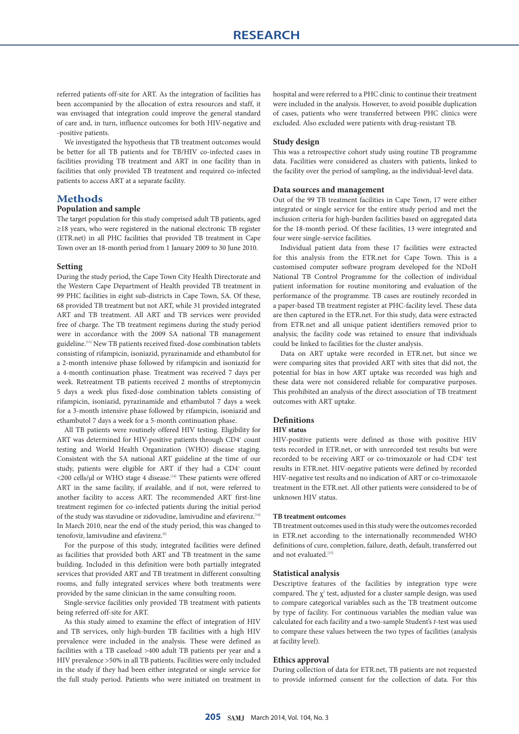referred patients off-site for ART. As the integration of facilities has been accompanied by the allocation of extra resources and staff, it was envisaged that integration could improve the general standard of care and, in turn, influence outcomes for both HIV-negative and -positive patients.

We investigated the hypothesis that TB treatment outcomes would be better for all TB patients and for TB/HIV co-infected cases in facilities providing TB treatment and ART in one facility than in facilities that only provided TB treatment and required co-infected patients to access ART at a separate facility.

## Methods

### Population and sample

The target population for this study comprised adult TB patients, aged ≥18 years, who were registered in the national electronic TB register (ETR.net) in all PHC facilities that provided TB treatment in Cape Town over an 18-month period from 1 January 2009 to 30 June 2010.

### Setting

During the study period, the Cape Town City Health Directorate and the Western Cape Department of Health provided TB treatment in 99 PHC facilities in eight sub-districts in Cape Town, SA. Of these, 68 provided TB treatment but not ART, while 31 provided integrated ART and TB treatment. All ART and TB services were provided free of charge. The TB treatment regimens during the study period were in accordance with the 2009 SA national TB management guideline.[13] New TB patients received fixed-dose combination tablets consisting of rifampicin, isoniazid, pyrazinamide and ethambutol for a 2-month intensive phase followed by rifampicin and isoniazid for a 4-month continuation phase. Treatment was received 7 days per week. Retreatment TB patients received 2 months of streptomycin 5 days a week plus fixed-dose combination tablets consisting of rifampicin, isoniazid, pyrazinamide and ethambutol 7 days a week for a 3-month intensive phase followed by rifampicin, isoniazid and ethambutol 7 days a week for a 5-month continuation phase.

All TB patients were routinely offered HIV testing. Eligibility for ART was determined for HIV-positive patients through $CD4^+$ count testing and World Health Organization (WHO) disease staging. Consistent with the SA national ART guideline at the time of our study, patients were eligible for ART if they had a $CD4^+$ count <200 cells/µl or WHO stage 4 disease.[14] These patients were offered ART in the same facility, if available, and if not, were referred to another facility to access ART. The recommended ART first-line treatment regimen for co-infected patients during the initial period of the study was stavudine or zidovudine, lamivudine and efavirenz.[14] In March 2010, near the end of the study period, this was changed to tenofovir, lamivudine and efavirenz.[6]

For the purpose of this study, integrated facilities were defined as facilities that provided both ART and TB treatment in the same building. Included in this definition were both partially integrated services that provided ART and TB treatment in different consulting rooms, and fully integrated services where both treatments were provided by the same clinician in the same consulting room.

Single-service facilities only provided TB treatment with patients being referred off-site for ART.

As this study aimed to examine the effect of integration of HIV and TB services, only high-burden TB facilities with a high HIV prevalence were included in the analysis. These were defined as facilities with a TB caseload >400 adult TB patients per year and a HIV prevalence >50% in all TB patients. Facilities were only included in the study if they had been either integrated or single service for the full study period. Patients who were initiated on treatment in hospital and were referred to a PHC clinic to continue their treatment were included in the analysis. However, to avoid possible duplication of cases, patients who were transferred between PHC clinics were excluded. Also excluded were patients with drug-resistant TB.

### Study design

This was a retrospective cohort study using routine TB programme data. Facilities were considered as clusters with patients, linked to the facility over the period of sampling, as the individual-level data.

### Data sources and management

Out of the 99 TB treatment facilities in Cape Town, 17 were either integrated or single service for the entire study period and met the inclusion criteria for high-burden facilities based on aggregated data for the 18-month period. Of these facilities, 13 were integrated and four were single-service facilities.

Individual patient data from these 17 facilities were extracted for this analysis from the ETR.net for Cape Town. This is a customised computer software program developed for the NDoH National TB Control Programme for the collection of individual patient information for routine monitoring and evaluation of the performance of the programme. TB cases are routinely recorded in a paper-based TB treatment register at PHC-facility level. These data are then captured in the ETR.net. For this study, data were extracted from ETR.net and all unique patient identifiers removed prior to analysis; the facility code was retained to ensure that individuals could be linked to facilities for the cluster analysis.

Data on ART uptake were recorded in ETR.net, but since we were comparing sites that provided ART with sites that did not, the potential for bias in how ART uptake was recorded was high and these data were not considered reliable for comparative purposes. This prohibited an analysis of the direct association of TB treatment outcomes with ART uptake.

### Definitions

#### HIV status

HIV-positive patients were defined as those with positive HIV tests recorded in ETR.net, or with unrecorded test results but were recorded to be receiving ART or co-trimoxazole or had $CD4^+$ test results in ETR.net. HIV-negative patients were defined by recorded HIV-negative test results and no indication of ART or co-trimoxazole treatment in the ETR.net. All other patients were considered to be of unknown HIV status.

#### TB treatment outcomes

TB treatment outcomes used in this study were the outcomes recorded in ETR.net according to the internationally recommended WHO definitions of cure, completion, failure, death, default, transferred out and not evaluated.[15]

### Statistical analysis

Descriptive features of the facilities by integration type were compared. The $\chi^2$ test, adjusted for a cluster sample design, was used to compare categorical variables such as the TB treatment outcome by type of facility. For continuous variables the median value was calculated for each facility and a two-sample Student's *t*-test was used to compare these values between the two types of facilities (analysis at facility level).

### Ethics approval

During collection of data for ETR.net, TB patients are not requested to provide informed consent for the collection of data. For this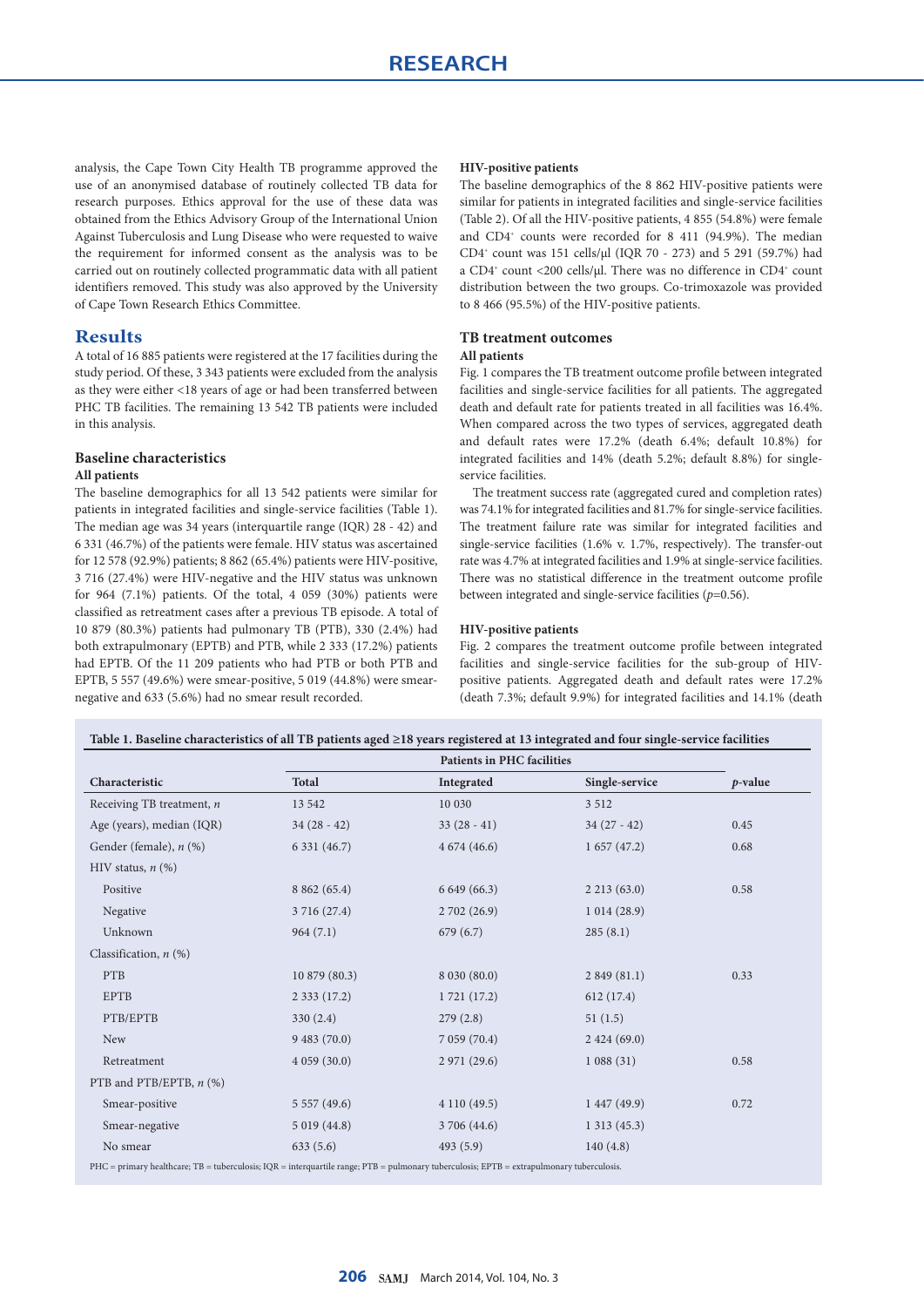analysis, the Cape Town City Health TB programme approved the use of an anonymised database of routinely collected TB data for research purposes. Ethics approval for the use of these data was obtained from the Ethics Advisory Group of the International Union Against Tuberculosis and Lung Disease who were requested to waive the requirement for informed consent as the analysis was to be carried out on routinely collected programmatic data with all patient identifiers removed. This study was also approved by the University of Cape Town Research Ethics Committee.

## Results

A total of 16 885 patients were registered at the 17 facilities during the study period. Of these, 3 343 patients were excluded from the analysis as they were either <18 years of age or had been transferred between PHC TB facilities. The remaining 13 542 TB patients were included in this analysis.

### Baseline characteristics

#### All patients

The baseline demographics for all 13 542 patients were similar for patients in integrated facilities and single-service facilities (Table 1). The median age was 34 years (interquartile range (IQR) 28 - 42) and 6 331 (46.7%) of the patients were female. HIV status was ascertained for 12 578 (92.9%) patients; 8 862 (65.4%) patients were HIV-positive, 3 716 (27.4%) were HIV-negative and the HIV status was unknown for 964 (7.1%) patients. Of the total, 4 059 (30%) patients were classified as retreatment cases after a previous TB episode. A total of 10 879 (80.3%) patients had pulmonary TB (PTB), 330 (2.4%) had both extrapulmonary (EPTB) and PTB, while 2 333 (17.2%) patients had EPTB. Of the 11 209 patients who had PTB or both PTB and EPTB, 5 557 (49.6%) were smear-positive, 5 019 (44.8%) were smear-negative and 633 (5.6%) had no smear result recorded.

#### HIV-positive patients

The baseline demographics of the 8 862 HIV-positive patients were similar for patients in integrated facilities and single-service facilities (Table 2). Of all the HIV-positive patients, 4 855 (54.8%) were female and $CD4^+$ counts were recorded for 8 411 (94.9%). The median $CD4^+$ count was 151 cells/µl (IQR 70 - 273) and 5 291 (59.7%) had a $CD4^+$ count <200 cells/µl. There was no difference in $CD4^+$ count distribution between the two groups. Co-trimoxazole was provided to 8 466 (95.5%) of the HIV-positive patients.

### TB treatment outcomes

#### All patients

Fig. 1 compares the TB treatment outcome profile between integrated facilities and single-service facilities for all patients. The aggregated death and default rate for patients treated in all facilities was 16.4%. When compared across the two types of services, aggregated death and default rates were 17.2% (death 6.4%; default 10.8%) for integrated facilities and 14% (death 5.2%; default 8.8%) for single-service facilities.

The treatment success rate (aggregated cured and completion rates) was 74.1% for integrated facilities and 81.7% for single-service facilities. The treatment failure rate was similar for integrated facilities and single-service facilities (1.6% v. 1.7%, respectively). The transfer-out rate was 4.7% at integrated facilities and 1.9% at single-service facilities. There was no statistical difference in the treatment outcome profile between integrated and single-service facilities ($p$=0.56).

#### HIV-positive patients

Fig. 2 compares the treatment outcome profile between integrated facilities and single-service facilities for the sub-group of HIV-positive patients. Aggregated death and default rates were 17.2% (death 7.3%; default 9.9%) for integrated facilities and 14.1% (death

**Table 1. Baseline characteristics of all TB patients aged ≥18 years registered at 13 integrated and four single-service facilities**

| | Patients in PHC facilities | | | |
|---|---|---|---|---|
| Characteristic | Total | Integrated | Single-service | *p*-value |
| Receiving TB treatment, *n* | 13 542 | 10 030 | 3 512 | |
| Age (years), median (IQR) | 34 (28 - 42) | 33 (28 - 41) | 34 (27 - 42) | 0.45 |
| Gender (female), *n* (%) | 6 331 (46.7) | 4 674 (46.6) | 1 657 (47.2) | 0.68 |
| HIV status, *n* (%) | | | | |
| Positive | 8 862 (65.4) | 6 649 (66.3) | 2 213 (63.0) | 0.58 |
| Negative | 3 716 (27.4) | 2 702 (26.9) | 1 014 (28.9) | |
| Unknown | 964 (7.1) | 679 (6.7) | 285 (8.1) | |
| Classification, *n* (%) | | | | |
| PTB | 10 879 (80.3) | 8 030 (80.0) | 2 849 (81.1) | 0.33 |
| EPTB | 2 333 (17.2) | 1 721 (17.2) | 612 (17.4) | |
| PTB/EPTB | 330 (2.4) | 279 (2.8) | 51 (1.5) | |
| New | 9 483 (70.0) | 7 059 (70.4) | 2 424 (69.0) | |
| Retreatment | 4 059 (30.0) | 2 971 (29.6) | 1 088 (31) | 0.58 |
| PTB and PTB/EPTB, *n* (%) | | | | |
| Smear-positive | 5 557 (49.6) | 4 110 (49.5) | 1 447 (49.9) | 0.72 |
| Smear-negative | 5 019 (44.8) | 3 706 (44.6) | 1 313 (45.3) | |
| No smear | 633 (5.6) | 493 (5.9) | 140 (4.8) | |

PHC = primary healthcare; TB = tuberculosis; IQR = interquartile range; PTB = pulmonary tuberculosis; EPTB = extrapulmonary tuberculosis.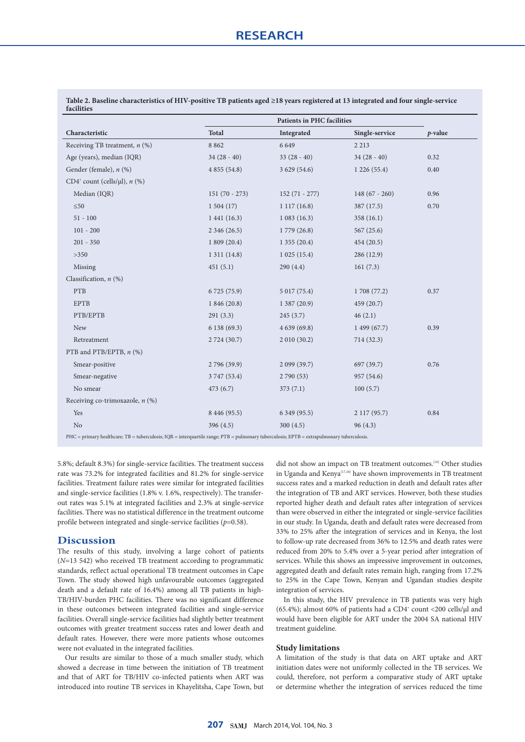**Table 2. Baseline characteristics of HIV-positive TB patients aged ≥18 years registered at 13 integrated and four single-service facilities**

| Characteristic | Patients in PHC facilities | | | |
|---|---|---|---|---|
| | Total | Integrated | Single-service | *p*-value |
| Receiving TB treatment, *n* (%) | 8 862 | 6 649 | 2 213 | |
| Age (years), median (IQR) | 34 (28 - 40) | 33 (28 - 40) | 34 (28 - 40) | 0.32 |
| Gender (female), *n* (%) | 4 855 (54.8) | 3 629 (54.6) | 1 226 (55.4) | 0.40 |
| $CD4^+$ count (cells/µl), *n* (%) | | | | |
| Median (IQR) | 151 (70 - 273) | 152 (71 - 277) | 148 (67 - 260) | 0.96 |
| ≤50 | 1 504 (17) | 1 117 (16.8) | 387 (17.5) | 0.70 |
| 51 - 100 | 1 441 (16.3) | 1 083 (16.3) | 358 (16.1) | |
| 101 - 200 | 2 346 (26.5) | 1 779 (26.8) | 567 (25.6) | |
| 201 - 350 | 1 809 (20.4) | 1 355 (20.4) | 454 (20.5) | |
| >350 | 1 311 (14.8) | 1 025 (15.4) | 286 (12.9) | |
| Missing | 451 (5.1) | 290 (4.4) | 161 (7.3) | |
| Classification, *n* (%) | | | | |
| PTB | 6 725 (75.9) | 5 017 (75.4) | 1 708 (77.2) | 0.37 |
| EPTB | 1 846 (20.8) | 1 387 (20.9) | 459 (20.7) | |
| PTB/EPTB | 291 (3.3) | 245 (3.7) | 46 (2.1) | |
| New | 6 138 (69.3) | 4 639 (69.8) | 1 499 (67.7) | 0.39 |
| Retreatment | 2 724 (30.7) | 2 010 (30.2) | 714 (32.3) | |
| PTB and PTB/EPTB, *n* (%) | | | | |
| Smear-positive | 2 796 (39.9) | 2 099 (39.7) | 697 (39.7) | 0.76 |
| Smear-negative | 3 747 (53.4) | 2 790 (53) | 957 (54.6) | |
| No smear | 473 (6.7) | 373 (7.1) | 100 (5.7) | |
| Receiving co-trimoxazole, *n* (%) | | | | |
| Yes | 8 446 (95.5) | 6 349 (95.5) | 2 117 (95.7) | 0.84 |
| No | 396 (4.5) | 300 (4.5) | 96 (4.3) | |

PHC = primary healthcare; TB = tuberculosis; IQR = interquartile range; PTB = pulmonary tuberculosis; EPTB = extrapulmonary tuberculosis.

5.8%; default 8.3%) for single-service facilities. The treatment success rate was 73.2% for integrated facilities and 81.2% for single-service facilities. Treatment failure rates were similar for integrated facilities and single-service facilities (1.8% v. 1.6%, respectively). The transfer-out rates was 5.1% at integrated facilities and 2.3% at single-service facilities. There was no statistical difference in the treatment outcome profile between integrated and single-service facilities ($p$=0.58).

## Discussion

The results of this study, involving a large cohort of patients ($N$=13 542) who received TB treatment according to programmatic standards, reflect actual operational TB treatment outcomes in Cape Town. The study showed high unfavourable outcomes (aggregated death and a default rate of 16.4%) among all TB patients in high-TB/HIV-burden PHC facilities. There was no significant difference in these outcomes between integrated facilities and single-service facilities. Overall single-service facilities had slightly better treatment outcomes with greater treatment success rates and lower death and default rates. However, there were more patients whose outcomes were not evaluated in the integrated facilities.

Our results are similar to those of a much smaller study, which showed a decrease in time between the initiation of TB treatment and that of ART for TB/HIV co-infected patients when ART was introduced into routine TB services in Khayelitsha, Cape Town, but did not show an impact on TB treatment outcomes.[16] Other studies in Uganda and Kenya[17,18] have shown improvements in TB treatment success rates and a marked reduction in death and default rates after the integration of TB and ART services. However, both these studies reported higher death and default rates after integration of services than were observed in either the integrated or single-service facilities in our study. In Uganda, death and default rates were decreased from 33% to 25% after the integration of services and in Kenya, the lost to follow-up rate decreased from 36% to 12.5% and death rates were reduced from 20% to 5.4% over a 5-year period after integration of services. While this shows an impressive improvement in outcomes, aggregated death and default rates remain high, ranging from 17.2% to 25% in the Cape Town, Kenyan and Ugandan studies despite integration of services.

In this study, the HIV prevalence in TB patients was very high (65.4%); almost 60% of patients had a $CD4^+$ count <200 cells/µl and would have been eligible for ART under the 2004 SA national HIV treatment guideline.

### Study limitations

A limitation of the study is that data on ART uptake and ART initiation dates were not uniformly collected in the TB services. We could, therefore, not perform a comparative study of ART uptake or determine whether the integration of services reduced the time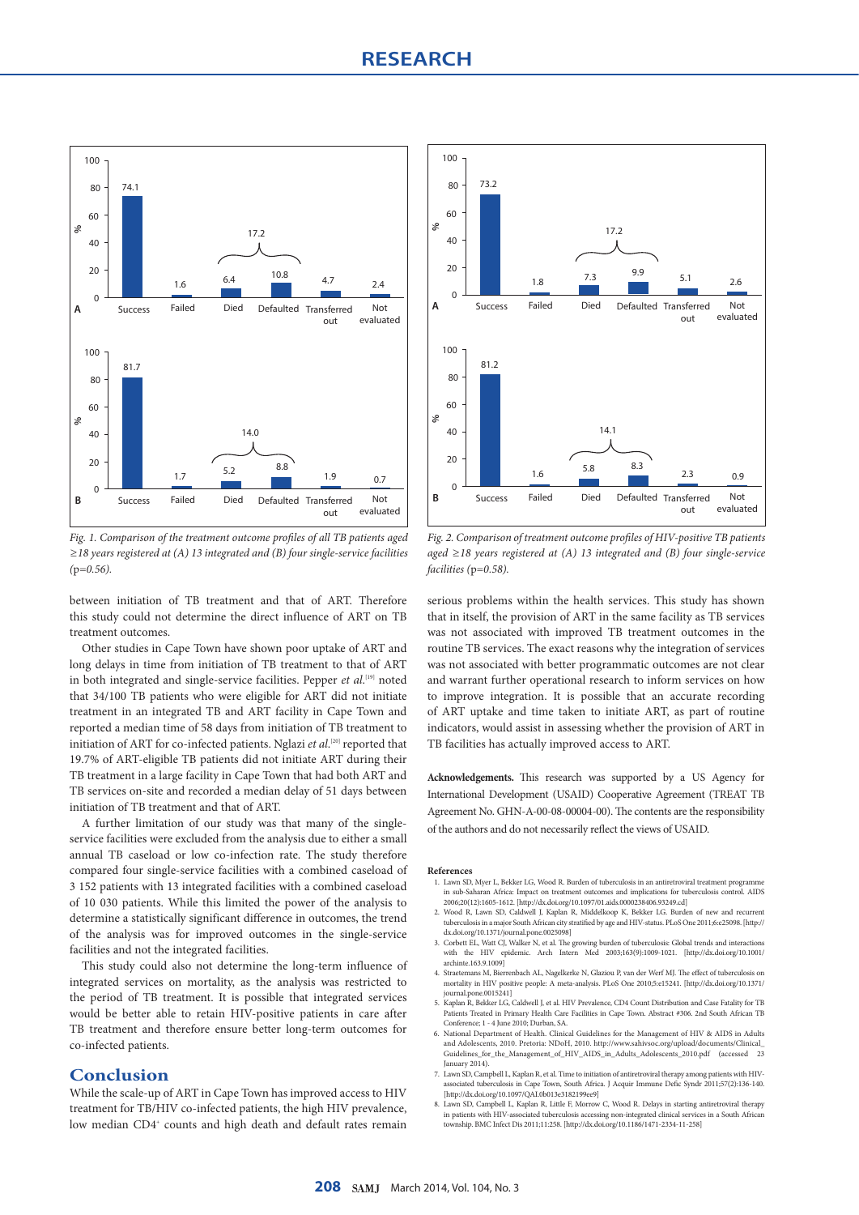100
80
60
40
20
0
%
A
74.1
1.6
6.4
10.8
17.2
4.7
2.4
Success
Failed
Died
Defaulted
Transferred out
Not evaluated

100
80
60
40
20
0
%
B
81.7
1.7
5.2
8.8
14.0
1.9
0.7
Success
Failed
Died
Defaulted
Transferred out
Not evaluated

*Fig. 1. Comparison of the treatment outcome profiles of all TB patients aged ≥18 years registered at (A) 13 integrated and (B) four single-service facilities (*p*=0.56).*

100
80
60
40
20
0
%
A
73.2
1.8
7.3
9.9
17.2
5.1
2.6
Success
Failed
Died
Defaulted
Transferred out
Not evaluated

100
80
60
40
20
0
%
B
81.2
1.6
5.8
8.3
14.1
2.3
0.9
Success
Failed
Died
Defaulted
Transferred out
Not evaluated

*Fig. 2. Comparison of treatment outcome profiles of HIV-positive TB patients aged ≥18 years registered at (A) 13 integrated and (B) four single-service facilities (*p*=0.58).*

between initiation of TB treatment and that of ART. Therefore this study could not determine the direct influence of ART on TB treatment outcomes.

Other studies in Cape Town have shown poor uptake of ART and long delays in time from initiation of TB treatment to that of ART in both integrated and single-service facilities. Pepper *et al.*[19] noted that 34/100 TB patients who were eligible for ART did not initiate treatment in an integrated TB and ART facility in Cape Town and reported a median time of 58 days from initiation of TB treatment to initiation of ART for co-infected patients. Nglazi *et al.*[20] reported that 19.7% of ART-eligible TB patients did not initiate ART during their TB treatment in a large facility in Cape Town that had both ART and TB services on-site and recorded a median delay of 51 days between initiation of TB treatment and that of ART.

A further limitation of our study was that many of the single-service facilities were excluded from the analysis due to either a small annual TB caseload or low co-infection rate. The study therefore compared four single-service facilities with a combined caseload of 3 152 patients with 13 integrated facilities with a combined caseload of 10 030 patients. While this limited the power of the analysis to determine a statistically significant difference in outcomes, the trend of the analysis was for improved outcomes in the single-service facilities and not the integrated facilities.

This study could also not determine the long-term influence of integrated services on mortality, as the analysis was restricted to the period of TB treatment. It is possible that integrated services would be better able to retain HIV-positive patients in care after TB treatment and therefore ensure better long-term outcomes for co-infected patients.

## Conclusion

While the scale-up of ART in Cape Town has improved access to HIV treatment for TB/HIV co-infected patients, the high HIV prevalence, low median CD4+ counts and high death and default rates remain serious problems within the health services. This study has shown that in itself, the provision of ART in the same facility as TB services was not associated with improved TB treatment outcomes in the routine TB services. The exact reasons why the integration of services was not associated with better programmatic outcomes are not clear and warrant further operational research to inform services on how to improve integration. It is possible that an accurate recording of ART uptake and time taken to initiate ART, as part of routine indicators, would assist in assessing whether the provision of ART in TB facilities has actually improved access to ART.

**Acknowledgements.** This research was supported by a US Agency for International Development (USAID) Cooperative Agreement (TREAT TB Agreement No. GHN-A-00-08-00004-00). The contents are the responsibility of the authors and do not necessarily reflect the views of USAID.

**References**

1. Lawn SD, Myer L, Bekker LG, Wood R. Burden of tuberculosis in an antiretroviral treatment programme in sub-Saharan Africa: Impact on treatment outcomes and implications for tuberculosis control. AIDS 2006;20(12):1605-1612. [http://dx.doi.org/10.1097/01.aids.0000238406.93249.cd]
2. Wood R, Lawn SD, Caldwell J, Kaplan R, Middelkoop K, Bekker LG. Burden of new and recurrent tuberculosis in a major South African city stratified by age and HIV-status. PLoS One 2011;6:e25098. [http://dx.doi.org/10.1371/journal.pone.0025098]
3. Corbett EL, Watt CJ, Walker N, et al. The growing burden of tuberculosis: Global trends and interactions with the HIV epidemic. Arch Intern Med 2003;163(9):1009-1021. [http://dx.doi.org/10.1001/archinte.163.9.1009]
4. Straetemans M, Bierrenbach AL, Nagelkerke N, Glaziou P, van der Werf MJ. The effect of tuberculosis on mortality in HIV positive people: A meta-analysis. PLoS One 2010;5:e15241. [http://dx.doi.org/10.1371/journal.pone.0015241]
5. Kaplan R, Bekker LG, Caldwell J, et al. HIV Prevalence, CD4 Count Distribution and Case Fatality for TB Patients Treated in Primary Health Care Facilities in Cape Town. Abstract #306. 2nd South African TB Conference; 1 - 4 June 2010; Durban, SA.
6. National Department of Health. Clinical Guidelines for the Management of HIV & AIDS in Adults and Adolescents, 2010. Pretoria: NDoH, 2010. http://www.sahivsoc.org/upload/documents/Clinical_Guidelines_for_the_Management_of_HIV_AIDS_in_Adults_Adolescents_2010.pdf (accessed 23 January 2014).
7. Lawn SD, Campbell L, Kaplan R, et al. Time to initiation of antiretroviral therapy among patients with HIV-associated tuberculosis in Cape Town, South Africa. J Acquir Immune Defic Syndr 2011;57(2):136-140. [http://dx.doi.org/10.1097/QAI.0b013e3182199ee9]
8. Lawn SD, Campbell L, Kaplan R, Little F, Morrow C, Wood R. Delays in starting antiretroviral therapy in patients with HIV-associated tuberculosis accessing non-integrated clinical services in a South African township. BMC Infect Dis 2011;11:258. [http://dx.doi.org/10.1186/1471-2334-11-258]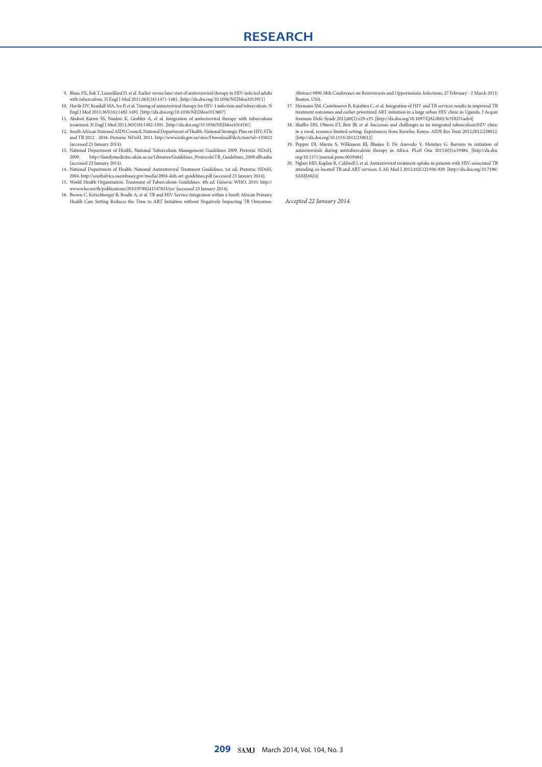9. Blanc FX, Sok T, Laureillard D, et al. Earlier versus later start of antiretroviral therapy in HIV-infected adults with tuberculosis. N Engl J Med 2011;365(16):1471-1481. [http://dx.doi.org/10.1056/NEJMoa1013911]
10. Havlir DV, Kendall MA, Ive P, et al. Timing of antiretroviral therapy for HIV-1 infection and tuberculosis. N Engl J Med 2011;365(16):1482-1491. [http://dx.doi.org/10.1056/NEJMoa1013607]
11. Abdool Karim SS, Naidoo K, Grobler A, et al. Integration of antiretroviral therapy with tuberculosis treatment. N Engl J Med 2011;365(16):1492-1501. [http://dx.doi.org/10.1056/NEJMoa1014181]
12. South African National AIDS Council, National Department of Health. National Strategic Plan on HIV, STIs and TB 2012 - 2016. Pretoria: NDoH, 2011. http://www.info.gov.za/view/DownloadFileAction?id=155622 (accessed 23 January 2014).
13. National Department of Health. National Tuberculosis Management Guidelines 2009. Pretoria: NDoH, 2009. http://familymedicine.ukzn.ac.za/Libraries/Guidelines_Protocols/TB_Guidelines_2009.sflb.ashx (accessed 23 January 2014).
14. National Department of Health. National Antiretroviral Treatment Guidelines. 1st ed. Pretoria: NDoH, 2004. http://southafrica.usembassy.gov/media/2004-doh-art-guidelines.pdf (accessed 23 January 2014).
15. World Health Organization. Treatment of Tuberculosis: Guidelines. 4th ed. Geneva: WHO, 2010. http://www.who.int/tb/publications/2010/9789241547833/en/ (accessed 23 January 2014).
16. Brown C, Kerschberger B, Boulle A, et al. TB and HIV Service Integration within a South African Primary Health Care Setting Reduces the Time to ART Initiation without Negatively Impacting TB Outcomes. Abstract #890.18th Conference on Retroviruses and Opportunistic Infections; 27 February - 2 March 2011; Boston, USA.
17. Hermans SM, Castelnuovo B, Katabira C, et al. Integration of HIV and TB services results in improved TB treatment outcomes and earlier prioritized ART initiation in a large urban HIV clinic in Uganda. J Acquir Immune Defic Syndr 2012;60(2):e29-e35. [http://dx.doi.org/10.1097/QAI.0b013e318251aeb4]
18. Shaffer DN, Obiero ET, Bett JB, et al. Successes and challenges in an integrated tuberculosis/HIV clinic in a rural, resource-limited setting: Experiences from Kericho, Kenya. AIDS Res Treat 2012;2012:238012. [http://dx.doi.org/10.1155/2012/238012]
19. Pepper DJ, Marais S, Wilkinson RJ, Bhaijee F, De Azevedo V, Meintjes G. Barriers to initiation of antiretrovirals during antituberculosis therapy in Africa. PLoS One 2011;6(5):e19484. [http://dx.doi.org/10.1371/journal.pone.0019484]
20. Nglazi MD, Kaplan R, Caldwell J, et al. Antiretroviral treatment uptake in patients with HIV-associated TB attending co-located TB and ART services. S Afr Med J 2012;102(12):936-939. [http://dx.doi.org/10.7196/SAMJ.6024]

*Accepted 22 January 2014.*